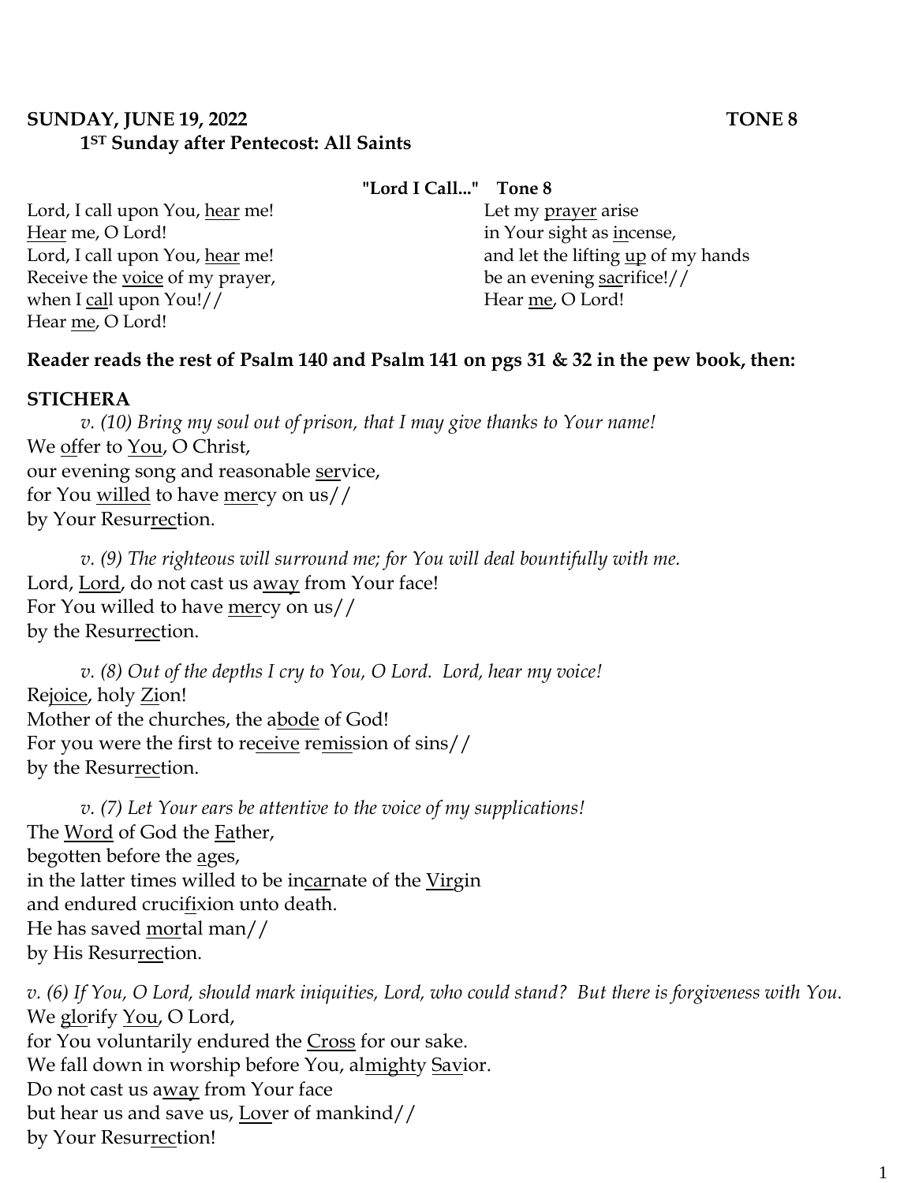**SUNDAY, JUNE 19, 2022 TONE 8**

**1ST Sunday after Pentecost: All Saints**

**"Lord I Call..." Tone 8**

Lord, I call upon You, <u>hear</u> me!
<u>Hear</u> me, O Lord!
Lord, I call upon You, <u>hear</u> me!
Receive the <u>voice</u> of my prayer,
when I <u>cal</u>l upon You!//
Hear <u>me</u>, O Lord!

Let my <u>prayer</u> arise
in Your sight as <u>in</u>cense,
and let the lifting <u>up</u> of my hands
be an evening <u>sac</u>rifice!//
Hear <u>me</u>, O Lord!

**Reader reads the rest of Psalm 140 and Psalm 141 on pgs 31 & 32 in the pew book, then:**

**STICHERA**

*v. (10) Bring my soul out of prison, that I may give thanks to Your name!*
We <u>of</u>fer to <u>You</u>, O Christ,
our evening song and reasonable <u>ser</u>vice,
for You <u>willed</u> to have <u>mer</u>cy on us//
by Your Resur<u>rec</u>tion.

*v. (9) The righteous will surround me; for You will deal bountifully with me.*
Lord, <u>Lord</u>, do not cast us a<u>way</u> from Your face!
For You willed to have <u>mer</u>cy on us//
by the Resur<u>rec</u>tion.

*v. (8) Out of the depths I cry to You, O Lord. Lord, hear my voice!*
Re<u>joice</u>, holy <u>Zi</u>on!
Mother of the churches, the a<u>bode</u> of God!
For you were the first to re<u>ceive</u> re<u>mis</u>sion of sins//
by the Resur<u>rec</u>tion.

*v. (7) Let Your ears be attentive to the voice of my supplications!*
The <u>Word</u> of God the <u>Fa</u>ther,
begotten before the <u>a</u>ges,
in the latter times willed to be in<u>car</u>nate of the <u>Vir</u>gin
and endured cruci<u>fi</u>xion unto death.
He has saved <u>mor</u>tal man//
by His Resur<u>rec</u>tion.

*v. (6) If You, O Lord, should mark iniquities, Lord, who could stand? But there is forgiveness with You.*
We <u>glo</u>rify <u>You</u>, O Lord,
for You voluntarily endured the <u>Cross</u> for our sake.
We fall down in worship before You, al<u>might</u>y <u>Sav</u>ior.
Do not cast us a<u>way</u> from Your face
but hear us and save us, <u>Lov</u>er of mankind//
by Your Resur<u>rec</u>tion!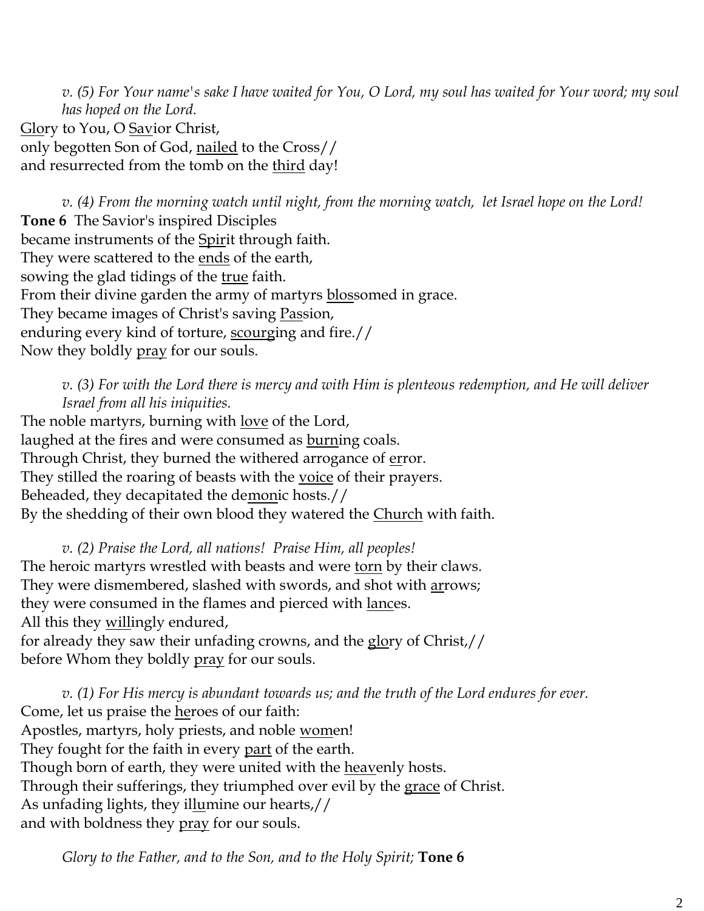*v. (5) For Your name's sake I have waited for You, O Lord, my soul has waited for Your word; my soul has hoped on the Lord.*

Glory to You, O Savior Christ,
only begotten Son of God, nailed to the Cross//
and resurrected from the tomb on the third day!

*v. (4) From the morning watch until night, from the morning watch, let Israel hope on the Lord!*

**Tone 6** The Savior's inspired Disciples
became instruments of the Spirit through faith.
They were scattered to the ends of the earth,
sowing the glad tidings of the true faith.
From their divine garden the army of martyrs blossomed in grace.
They became images of Christ's saving Passion,
enduring every kind of torture, scourging and fire.//
Now they boldly pray for our souls.

*v. (3) For with the Lord there is mercy and with Him is plenteous redemption, and He will deliver Israel from all his iniquities.*

The noble martyrs, burning with love of the Lord,
laughed at the fires and were consumed as burning coals.
Through Christ, they burned the withered arrogance of error.
They stilled the roaring of beasts with the voice of their prayers.
Beheaded, they decapitated the demonic hosts.//
By the shedding of their own blood they watered the Church with faith.

*v. (2) Praise the Lord, all nations! Praise Him, all peoples!*

The heroic martyrs wrestled with beasts and were torn by their claws.
They were dismembered, slashed with swords, and shot with arrows;
they were consumed in the flames and pierced with lances.
All this they willingly endured,
for already they saw their unfading crowns, and the glory of Christ,//
before Whom they boldly pray for our souls.

*v. (1) For His mercy is abundant towards us; and the truth of the Lord endures for ever.*

Come, let us praise the heroes of our faith:
Apostles, martyrs, holy priests, and noble women!
They fought for the faith in every part of the earth.
Though born of earth, they were united with the heavenly hosts.
Through their sufferings, they triumphed over evil by the grace of Christ.
As unfading lights, they illumine our hearts,//
and with boldness they pray for our souls.

*Glory to the Father, and to the Son, and to the Holy Spirit;* **Tone 6**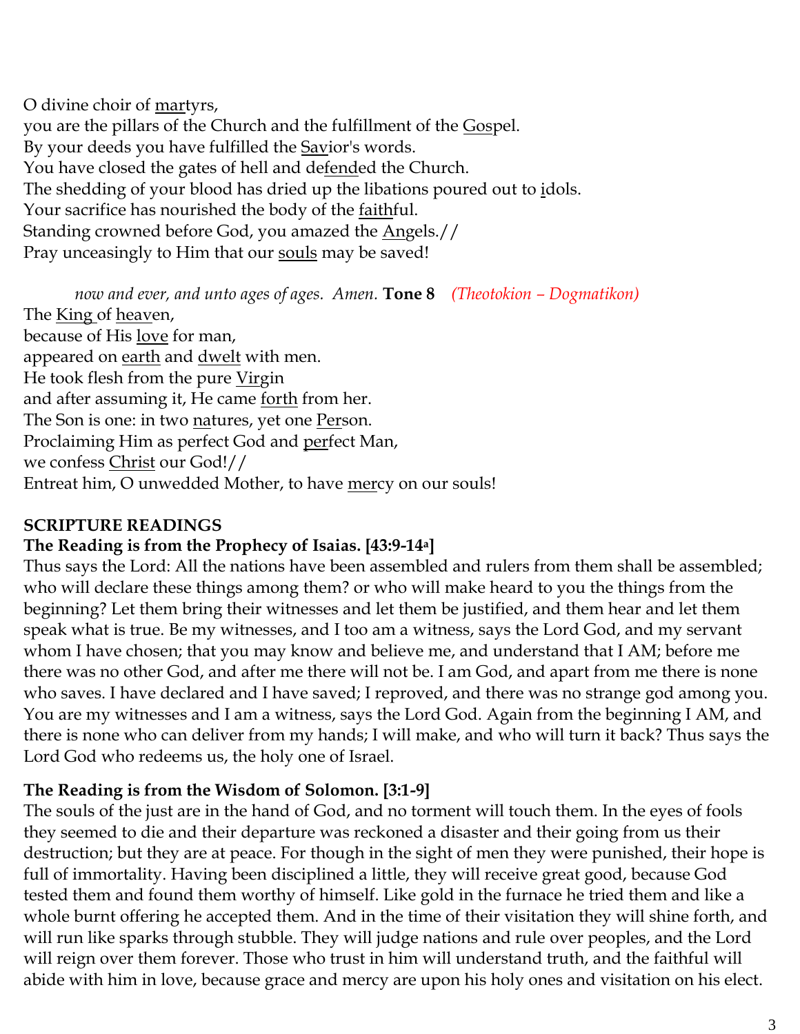O divine choir of martyrs,
you are the pillars of the Church and the fulfillment of the Gospel.
By your deeds you have fulfilled the Savior's words.
You have closed the gates of hell and defended the Church.
The shedding of your blood has dried up the libations poured out to idols.
Your sacrifice has nourished the body of the faithful.
Standing crowned before God, you amazed the Angels.//
Pray unceasingly to Him that our souls may be saved!

*now and ever, and unto ages of ages. Amen.* **Tone 8** *(Theotokion – Dogmatikon)*
The King of heaven,
because of His love for man,
appeared on earth and dwelt with men.
He took flesh from the pure Virgin
and after assuming it, He came forth from her.
The Son is one: in two natures, yet one Person.
Proclaiming Him as perfect God and perfect Man,
we confess Christ our God!//
Entreat him, O unwedded Mother, to have mercy on our souls!

**SCRIPTURE READINGS**

**The Reading is from the Prophecy of Isaias. [43:9-14a]**

Thus says the Lord: All the nations have been assembled and rulers from them shall be assembled; who will declare these things among them? or who will make heard to you the things from the beginning? Let them bring their witnesses and let them be justified, and them hear and let them speak what is true. Be my witnesses, and I too am a witness, says the Lord God, and my servant whom I have chosen; that you may know and believe me, and understand that I AM; before me there was no other God, and after me there will not be. I am God, and apart from me there is none who saves. I have declared and I have saved; I reproved, and there was no strange god among you. You are my witnesses and I am a witness, says the Lord God. Again from the beginning I AM, and there is none who can deliver from my hands; I will make, and who will turn it back? Thus says the Lord God who redeems us, the holy one of Israel.

**The Reading is from the Wisdom of Solomon. [3:1-9]**

The souls of the just are in the hand of God, and no torment will touch them. In the eyes of fools they seemed to die and their departure was reckoned a disaster and their going from us their destruction; but they are at peace. For though in the sight of men they were punished, their hope is full of immortality. Having been disciplined a little, they will receive great good, because God tested them and found them worthy of himself. Like gold in the furnace he tried them and like a whole burnt offering he accepted them. And in the time of their visitation they will shine forth, and will run like sparks through stubble. They will judge nations and rule over peoples, and the Lord will reign over them forever. Those who trust in him will understand truth, and the faithful will abide with him in love, because grace and mercy are upon his holy ones and visitation on his elect.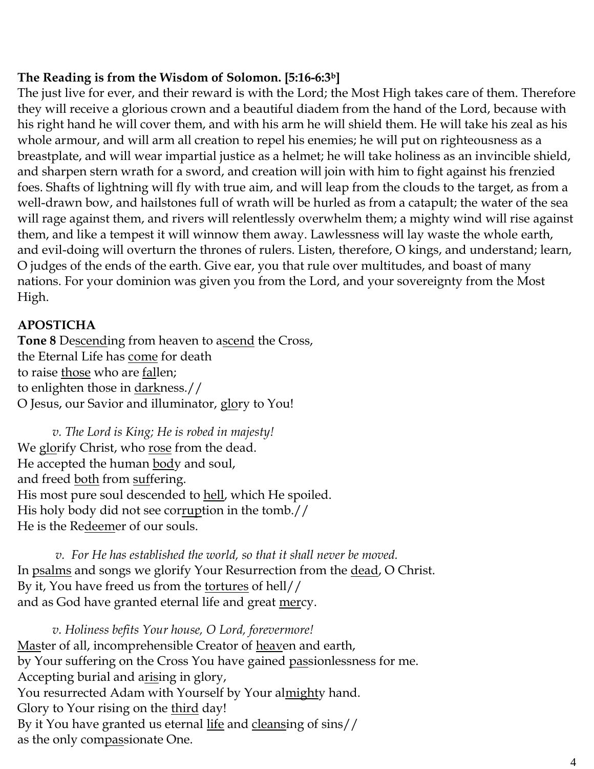**The Reading is from the Wisdom of Solomon. [5:16-6:3b]**

The just live for ever, and their reward is with the Lord; the Most High takes care of them. Therefore they will receive a glorious crown and a beautiful diadem from the hand of the Lord, because with his right hand he will cover them, and with his arm he will shield them. He will take his zeal as his whole armour, and will arm all creation to repel his enemies; he will put on righteousness as a breastplate, and will wear impartial justice as a helmet; he will take holiness as an invincible shield, and sharpen stern wrath for a sword, and creation will join with him to fight against his frenzied foes. Shafts of lightning will fly with true aim, and will leap from the clouds to the target, as from a well-drawn bow, and hailstones full of wrath will be hurled as from a catapult; the water of the sea will rage against them, and rivers will relentlessly overwhelm them; a mighty wind will rise against them, and like a tempest it will winnow them away. Lawlessness will lay waste the whole earth, and evil-doing will overturn the thrones of rulers. Listen, therefore, O kings, and understand; learn, O judges of the ends of the earth. Give ear, you that rule over multitudes, and boast of many nations. For your dominion was given you from the Lord, and your sovereignty from the Most High.

**APOSTICHA**

**Tone 8** Descending from heaven to ascend the Cross,
the Eternal Life has come for death
to raise those who are fallen;
to enlighten those in darkness.//
O Jesus, our Savior and illuminator, glory to You!

*v. The Lord is King; He is robed in majesty!*
We glorify Christ, who rose from the dead.
He accepted the human body and soul,
and freed both from suffering.
His most pure soul descended to hell, which He spoiled.
His holy body did not see corruption in the tomb.//
He is the Redeemer of our souls.

*v. For He has established the world, so that it shall never be moved.*
In psalms and songs we glorify Your Resurrection from the dead, O Christ.
By it, You have freed us from the tortures of hell//
and as God have granted eternal life and great mercy.

*v. Holiness befits Your house, O Lord, forevermore!*
Master of all, incomprehensible Creator of heaven and earth,
by Your suffering on the Cross You have gained passionlessness for me.
Accepting burial and arising in glory,
You resurrected Adam with Yourself by Your almighty hand.
Glory to Your rising on the third day!
By it You have granted us eternal life and cleansing of sins//
as the only compassionate One.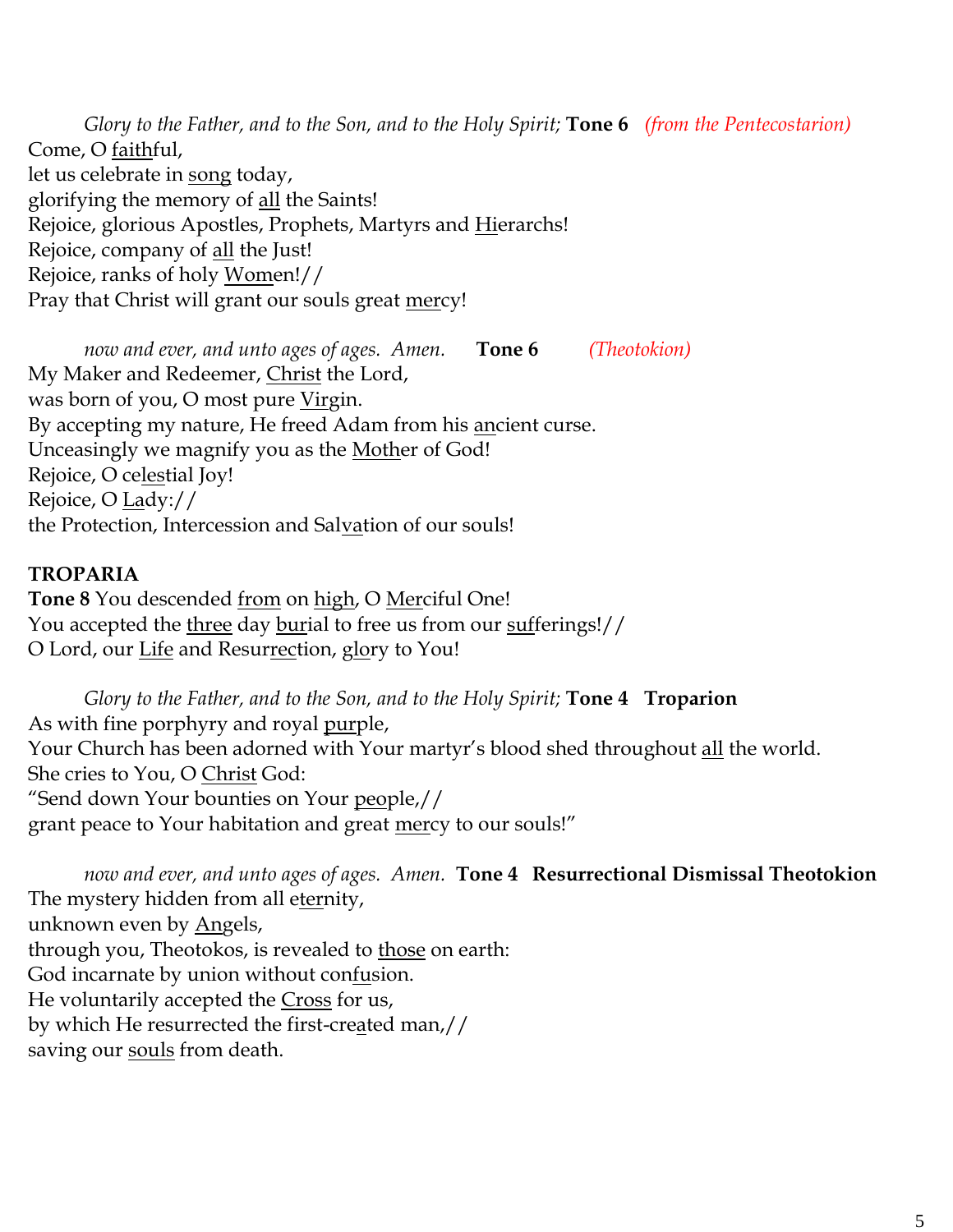*Glory to the Father, and to the Son, and to the Holy Spirit;* **Tone 6** *(from the Pentecostarion)*
Come, O faithful,
let us celebrate in song today,
glorifying the memory of all the Saints!
Rejoice, glorious Apostles, Prophets, Martyrs and Hierarchs!
Rejoice, company of all the Just!
Rejoice, ranks of holy Women!//
Pray that Christ will grant our souls great mercy!

*now and ever, and unto ages of ages. Amen.* **Tone 6** *(Theotokion)*
My Maker and Redeemer, Christ the Lord,
was born of you, O most pure Virgin.
By accepting my nature, He freed Adam from his ancient curse.
Unceasingly we magnify you as the Mother of God!
Rejoice, O celestial Joy!
Rejoice, O Lady://
the Protection, Intercession and Salvation of our souls!

**TROPARIA**

**Tone 8** You descended from on high, O Merciful One!
You accepted the three day burial to free us from our sufferings!//
O Lord, our Life and Resurrection, glory to You!

*Glory to the Father, and to the Son, and to the Holy Spirit;* **Tone 4 Troparion**
As with fine porphyry and royal purple,
Your Church has been adorned with Your martyr's blood shed throughout all the world.
She cries to You, O Christ God:
"Send down Your bounties on Your people,//
grant peace to Your habitation and great mercy to our souls!"

*now and ever, and unto ages of ages. Amen.* **Tone 4 Resurrectional Dismissal Theotokion**
The mystery hidden from all eternity,
unknown even by Angels,
through you, Theotokos, is revealed to those on earth:
God incarnate by union without confusion.
He voluntarily accepted the Cross for us,
by which He resurrected the first-created man,//
saving our souls from death.